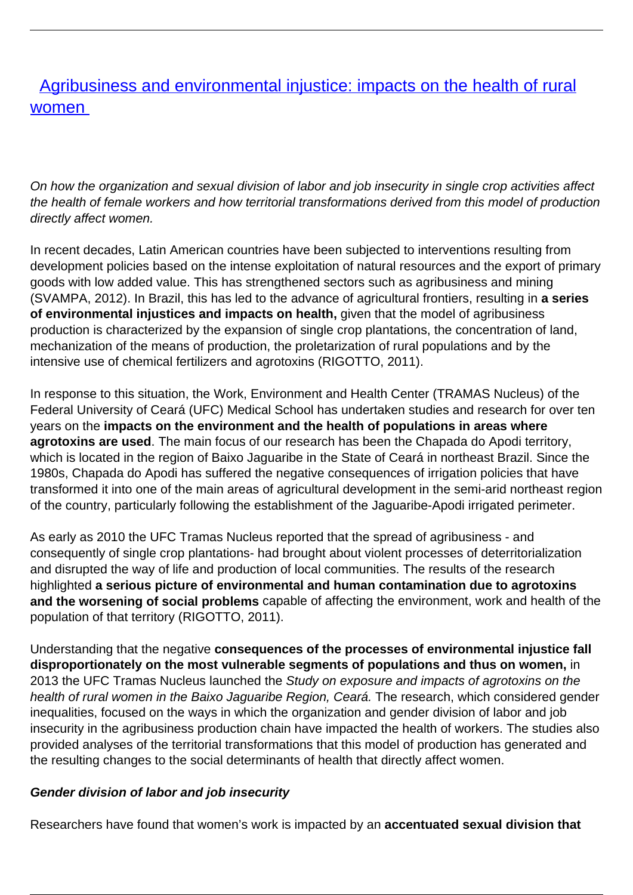# [Agribusiness and environmental injustice: impacts on the health of rural women](#)

*On how the organization and sexual division of labor and job insecurity in single crop activities affect the health of female workers and how territorial transformations derived from this model of production directly affect women.*

In recent decades, Latin American countries have been subjected to interventions resulting from development policies based on the intense exploitation of natural resources and the export of primary goods with low added value. This has strengthened sectors such as agribusiness and mining (SVAMPA, 2012). In Brazil, this has led to the advance of agricultural frontiers, resulting in **a series of environmental injustices and impacts on health,** given that the model of agribusiness production is characterized by the expansion of single crop plantations, the concentration of land, mechanization of the means of production, the proletarization of rural populations and by the intensive use of chemical fertilizers and agrotoxins (RIGOTTO, 2011).

In response to this situation, the Work, Environment and Health Center (TRAMAS Nucleus) of the Federal University of Ceará (UFC) Medical School has undertaken studies and research for over ten years on the **impacts on the environment and the health of populations in areas where agrotoxins are used**. The main focus of our research has been the Chapada do Apodi territory, which is located in the region of Baixo Jaguaribe in the State of Ceará in northeast Brazil. Since the 1980s, Chapada do Apodi has suffered the negative consequences of irrigation policies that have transformed it into one of the main areas of agricultural development in the semi-arid northeast region of the country, particularly following the establishment of the Jaguaribe-Apodi irrigated perimeter.

As early as 2010 the UFC Tramas Nucleus reported that the spread of agribusiness - and consequently of single crop plantations- had brought about violent processes of deterritorialization and disrupted the way of life and production of local communities. The results of the research highlighted **a serious picture of environmental and human contamination due to agrotoxins and the worsening of social problems** capable of affecting the environment, work and health of the population of that territory (RIGOTTO, 2011).

Understanding that the negative **consequences of the processes of environmental injustice fall disproportionately on the most vulnerable segments of populations and thus on women,** in 2013 the UFC Tramas Nucleus launched the *Study on exposure and impacts of agrotoxins on the health of rural women in the Baixo Jaguaribe Region, Ceará.* The research, which considered gender inequalities, focused on the ways in which the organization and gender division of labor and job insecurity in the agribusiness production chain have impacted the health of workers. The studies also provided analyses of the territorial transformations that this model of production has generated and the resulting changes to the social determinants of health that directly affect women.

### *Gender division of labor and job insecurity*

Researchers have found that women's work is impacted by an **accentuated sexual division that**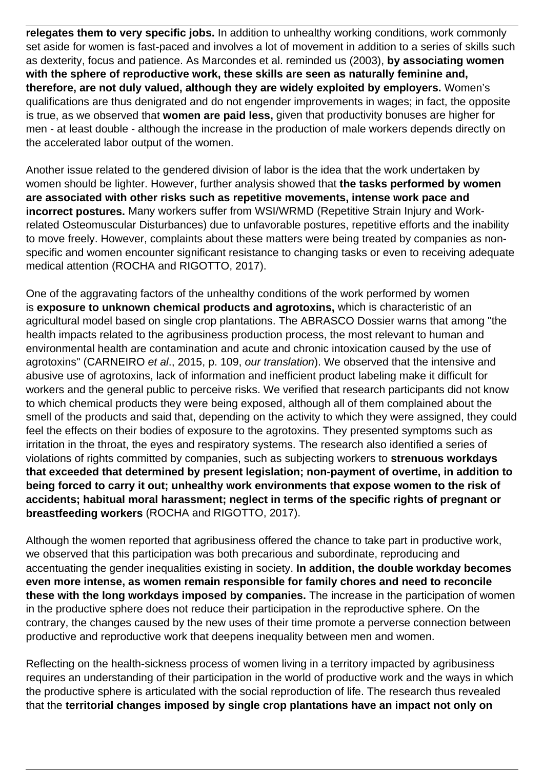**relegates them to very specific jobs.** In addition to unhealthy working conditions, work commonly set aside for women is fast-paced and involves a lot of movement in addition to a series of skills such as dexterity, focus and patience. As Marcondes et al. reminded us (2003), **by associating women with the sphere of reproductive work, these skills are seen as naturally feminine and, therefore, are not duly valued, although they are widely exploited by employers.** Women's qualifications are thus denigrated and do not engender improvements in wages; in fact, the opposite is true, as we observed that **women are paid less,** given that productivity bonuses are higher for men - at least double - although the increase in the production of male workers depends directly on the accelerated labor output of the women.

Another issue related to the gendered division of labor is the idea that the work undertaken by women should be lighter. However, further analysis showed that **the tasks performed by women are associated with other risks such as repetitive movements, intense work pace and incorrect postures.** Many workers suffer from WSI/WRMD (Repetitive Strain Injury and Work-related Osteomuscular Disturbances) due to unfavorable postures, repetitive efforts and the inability to move freely. However, complaints about these matters were being treated by companies as non-specific and women encounter significant resistance to changing tasks or even to receiving adequate medical attention (ROCHA and RIGOTTO, 2017).

One of the aggravating factors of the unhealthy conditions of the work performed by women is **exposure to unknown chemical products and agrotoxins,** which is characteristic of an agricultural model based on single crop plantations. The ABRASCO Dossier warns that among "the health impacts related to the agribusiness production process, the most relevant to human and environmental health are contamination and acute and chronic intoxication caused by the use of agrotoxins" (CARNEIRO *et al*., 2015, p. 109, *our translation*). We observed that the intensive and abusive use of agrotoxins, lack of information and inefficient product labeling make it difficult for workers and the general public to perceive risks. We verified that research participants did not know to which chemical products they were being exposed, although all of them complained about the smell of the products and said that, depending on the activity to which they were assigned, they could feel the effects on their bodies of exposure to the agrotoxins. They presented symptoms such as irritation in the throat, the eyes and respiratory systems. The research also identified a series of violations of rights committed by companies, such as subjecting workers to **strenuous workdays that exceeded that determined by present legislation; non-payment of overtime, in addition to being forced to carry it out; unhealthy work environments that expose women to the risk of accidents; habitual moral harassment; neglect in terms of the specific rights of pregnant or breastfeeding workers** (ROCHA and RIGOTTO, 2017).

Although the women reported that agribusiness offered the chance to take part in productive work, we observed that this participation was both precarious and subordinate, reproducing and accentuating the gender inequalities existing in society. **In addition, the double workday becomes even more intense, as women remain responsible for family chores and need to reconcile these with the long workdays imposed by companies.** The increase in the participation of women in the productive sphere does not reduce their participation in the reproductive sphere. On the contrary, the changes caused by the new uses of their time promote a perverse connection between productive and reproductive work that deepens inequality between men and women.

Reflecting on the health-sickness process of women living in a territory impacted by agribusiness requires an understanding of their participation in the world of productive work and the ways in which the productive sphere is articulated with the social reproduction of life. The research thus revealed that the **territorial changes imposed by single crop plantations have an impact not only on**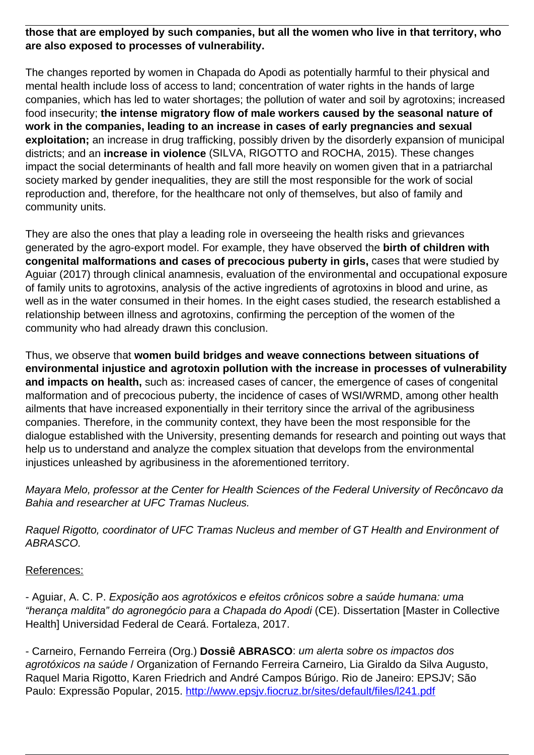**those that are employed by such companies, but all the women who live in that territory, who are also exposed to processes of vulnerability.**

The changes reported by women in Chapada do Apodi as potentially harmful to their physical and mental health include loss of access to land; concentration of water rights in the hands of large companies, which has led to water shortages; the pollution of water and soil by agrotoxins; increased food insecurity; **the intense migratory flow of male workers caused by the seasonal nature of work in the companies, leading to an increase in cases of early pregnancies and sexual exploitation;** an increase in drug trafficking, possibly driven by the disorderly expansion of municipal districts; and an **increase in violence** (SILVA, RIGOTTO and ROCHA, 2015). These changes impact the social determinants of health and fall more heavily on women given that in a patriarchal society marked by gender inequalities, they are still the most responsible for the work of social reproduction and, therefore, for the healthcare not only of themselves, but also of family and community units.

They are also the ones that play a leading role in overseeing the health risks and grievances generated by the agro-export model. For example, they have observed the **birth of children with congenital malformations and cases of precocious puberty in girls,** cases that were studied by Aguiar (2017) through clinical anamnesis, evaluation of the environmental and occupational exposure of family units to agrotoxins, analysis of the active ingredients of agrotoxins in blood and urine, as well as in the water consumed in their homes. In the eight cases studied, the research established a relationship between illness and agrotoxins, confirming the perception of the women of the community who had already drawn this conclusion.

Thus, we observe that **women build bridges and weave connections between situations of environmental injustice and agrotoxin pollution with the increase in processes of vulnerability and impacts on health,** such as: increased cases of cancer, the emergence of cases of congenital malformation and of precocious puberty, the incidence of cases of WSI/WRMD, among other health ailments that have increased exponentially in their territory since the arrival of the agribusiness companies. Therefore, in the community context, they have been the most responsible for the dialogue established with the University, presenting demands for research and pointing out ways that help us to understand and analyze the complex situation that develops from the environmental injustices unleashed by agribusiness in the aforementioned territory.

*Mayara Melo, professor at the Center for Health Sciences of the Federal University of Recôncavo da Bahia and researcher at UFC Tramas Nucleus.*

*Raquel Rigotto, coordinator of UFC Tramas Nucleus and member of GT Health and Environment of ABRASCO.*

References:

- Aguiar, A. C. P. *Exposição aos agrotóxicos e efeitos crônicos sobre a saúde humana: uma "herança maldita" do agronegócio para a Chapada do Apodi* (CE). Dissertation [Master in Collective Health] Universidad Federal de Ceará. Fortaleza, 2017.

- Carneiro, Fernando Ferreira (Org.) **Dossiê ABRASCO**: *um alerta sobre os impactos dos agrotóxicos na saúde* / Organization of Fernando Ferreira Carneiro, Lia Giraldo da Silva Augusto, Raquel Maria Rigotto, Karen Friedrich and André Campos Búrigo. Rio de Janeiro: EPSJV; São Paulo: Expressão Popular, 2015. http://www.epsjv.fiocruz.br/sites/default/files/l241.pdf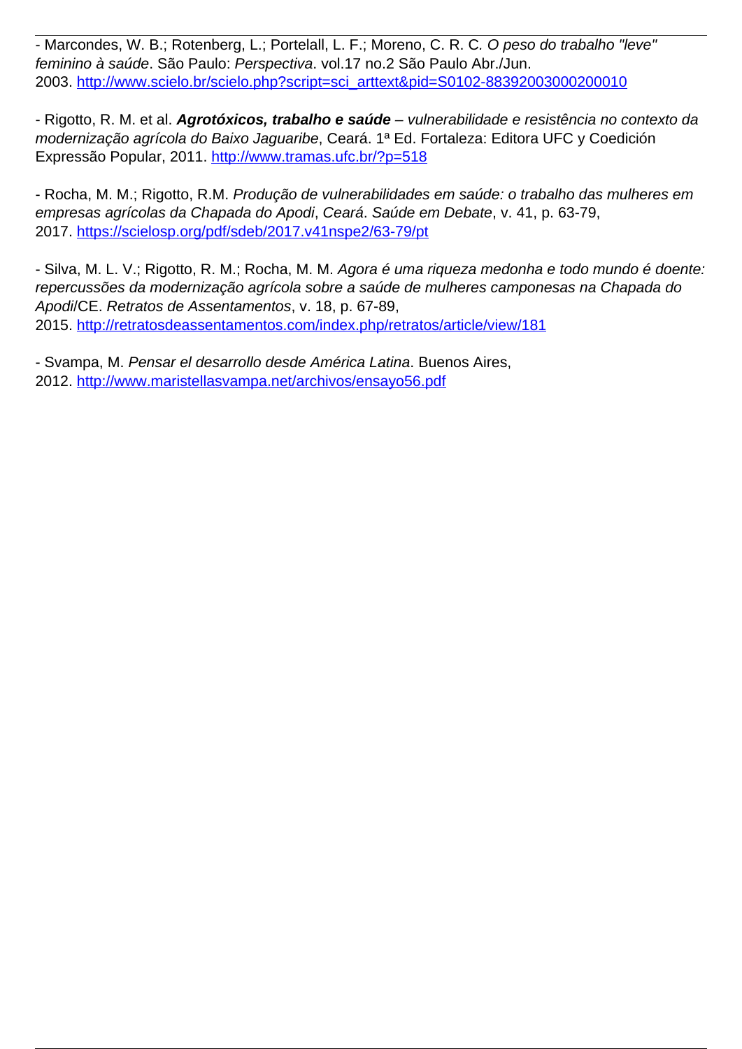- Marcondes, W. B.; Rotenberg, L.; Portelall, L. F.; Moreno, C. R. C. *O peso do trabalho "leve" feminino à saúde*. São Paulo: *Perspectiva*. vol.17 no.2 São Paulo Abr./Jun. 2003. http://www.scielo.br/scielo.php?script=sci_arttext&pid=S0102-88392003000200010

- Rigotto, R. M. et al. ***Agrotóxicos, trabalho e saúde*** *– vulnerabilidade e resistência no contexto da modernização agrícola do Baixo Jaguaribe*, Ceará. 1ª Ed. Fortaleza: Editora UFC y Coedición Expressão Popular, 2011. http://www.tramas.ufc.br/?p=518

- Rocha, M. M.; Rigotto, R.M. *Produção de vulnerabilidades em saúde: o trabalho das mulheres em empresas agrícolas da Chapada do Apodi*, *Ceará*. *Saúde em Debate*, v. 41, p. 63-79, 2017. https://scielosp.org/pdf/sdeb/2017.v41nspe2/63-79/pt

- Silva, M. L. V.; Rigotto, R. M.; Rocha, M. M. *Agora é uma riqueza medonha e todo mundo é doente: repercussões da modernização agrícola sobre a saúde de mulheres camponesas na Chapada do Apodi*/CE. *Retratos de Assentamentos*, v. 18, p. 67-89, 2015. http://retratosdeassentamentos.com/index.php/retratos/article/view/181

- Svampa, M. *Pensar el desarrollo desde América Latina*. Buenos Aires, 2012. http://www.maristellasvampa.net/archivos/ensayo56.pdf